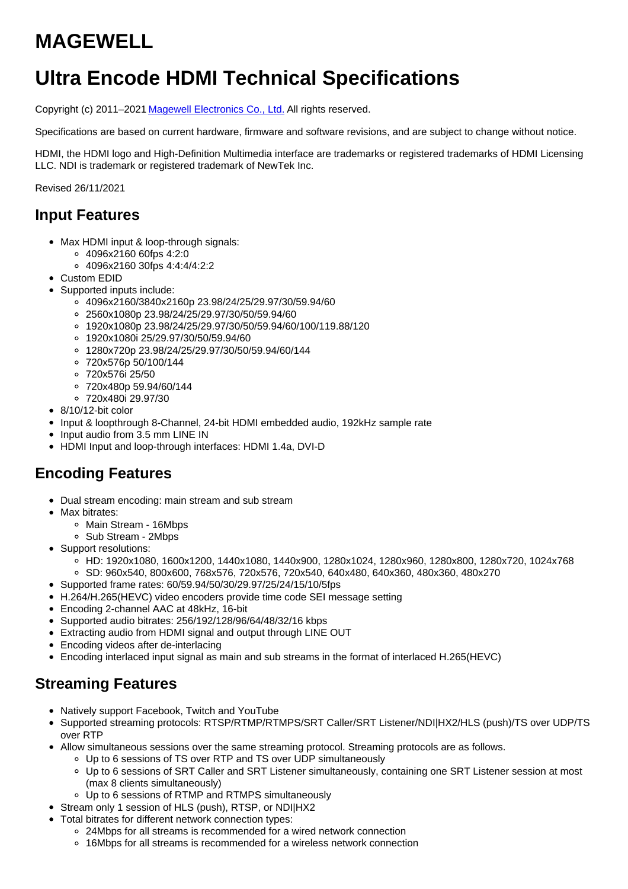# MAGEWELL

# Ultra Encode HDMI Technical Specifications

Copyright (c) 2011–2021 Magewell Electronics Co., Ltd. All rights reserved.

Specifications are based on current hardware, firmware and software revisions, and are subject to change without notice.

HDMI, the HDMI logo and High-Definition Multimedia interface are trademarks or registered trademarks of HDMI Licensing LLC. NDI is trademark or registered trademark of NewTek Inc.

Revised 26/11/2021

## Input Features

- Max HDMI input & loop-through signals:
  - 4096x2160 60fps 4:2:0
  - 4096x2160 30fps 4:4:4/4:2:2
- Custom EDID
- Supported inputs include:
  - 4096x2160/3840x2160p 23.98/24/25/29.97/30/59.94/60
  - 2560x1080p 23.98/24/25/29.97/30/50/59.94/60
  - 1920x1080p 23.98/24/25/29.97/30/50/59.94/60/100/119.88/120
  - 1920x1080i 25/29.97/30/50/59.94/60
  - 1280x720p 23.98/24/25/29.97/30/50/59.94/60/144
  - 720x576p 50/100/144
  - 720x576i 25/50
  - 720x480p 59.94/60/144
  - 720x480i 29.97/30
- 8/10/12-bit color
- Input & loopthrough 8-Channel, 24-bit HDMI embedded audio, 192kHz sample rate
- Input audio from 3.5 mm LINE IN
- HDMI Input and loop-through interfaces: HDMI 1.4a, DVI-D

## Encoding Features

- Dual stream encoding: main stream and sub stream
- Max bitrates:
  - Main Stream - 16Mbps
  - Sub Stream - 2Mbps
- Support resolutions:
  - HD: 1920x1080, 1600x1200, 1440x1080, 1440x900, 1280x1024, 1280x960, 1280x800, 1280x720, 1024x768
  - SD: 960x540, 800x600, 768x576, 720x576, 720x540, 640x480, 640x360, 480x360, 480x270
- Supported frame rates: 60/59.94/50/30/29.97/25/24/15/10/5fps
- H.264/H.265(HEVC) video encoders provide time code SEI message setting
- Encoding 2-channel AAC at 48kHz, 16-bit
- Supported audio bitrates: 256/192/128/96/64/48/32/16 kbps
- Extracting audio from HDMI signal and output through LINE OUT
- Encoding videos after de-interlacing
- Encoding interlaced input signal as main and sub streams in the format of interlaced H.265(HEVC)

## Streaming Features

- Natively support Facebook, Twitch and YouTube
- Supported streaming protocols: RTSP/RTMP/RTMPS/SRT Caller/SRT Listener/NDI|HX2/HLS (push)/TS over UDP/TS over RTP
- Allow simultaneous sessions over the same streaming protocol. Streaming protocols are as follows.
  - Up to 6 sessions of TS over RTP and TS over UDP simultaneously
  - Up to 6 sessions of SRT Caller and SRT Listener simultaneously, containing one SRT Listener session at most (max 8 clients simultaneously)
  - Up to 6 sessions of RTMP and RTMPS simultaneously
- Stream only 1 session of HLS (push), RTSP, or NDI|HX2
- Total bitrates for different network connection types:
  - 24Mbps for all streams is recommended for a wired network connection
  - 16Mbps for all streams is recommended for a wireless network connection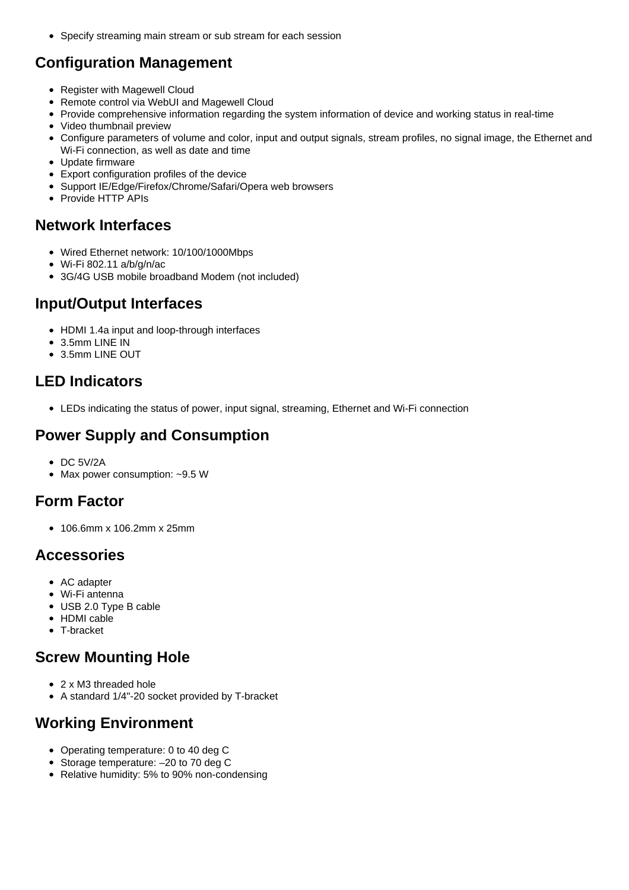- Specify streaming main stream or sub stream for each session

## Configuration Management

- Register with Magewell Cloud
- Remote control via WebUI and Magewell Cloud
- Provide comprehensive information regarding the system information of device and working status in real-time
- Video thumbnail preview
- Configure parameters of volume and color, input and output signals, stream profiles, no signal image, the Ethernet and Wi-Fi connection, as well as date and time
- Update firmware
- Export configuration profiles of the device
- Support IE/Edge/Firefox/Chrome/Safari/Opera web browsers
- Provide HTTP APIs

## Network Interfaces

- Wired Ethernet network: 10/100/1000Mbps
- Wi-Fi 802.11 a/b/g/n/ac
- 3G/4G USB mobile broadband Modem (not included)

## Input/Output Interfaces

- HDMI 1.4a input and loop-through interfaces
- 3.5mm LINE IN
- 3.5mm LINE OUT

## LED Indicators

- LEDs indicating the status of power, input signal, streaming, Ethernet and Wi-Fi connection

## Power Supply and Consumption

- DC 5V/2A
- Max power consumption: ~9.5 W

## Form Factor

- 106.6mm x 106.2mm x 25mm

## Accessories

- AC adapter
- Wi-Fi antenna
- USB 2.0 Type B cable
- HDMI cable
- T-bracket

## Screw Mounting Hole

- 2 x M3 threaded hole
- A standard 1/4"-20 socket provided by T-bracket

## Working Environment

- Operating temperature: 0 to 40 deg C
- Storage temperature: –20 to 70 deg C
- Relative humidity: 5% to 90% non-condensing